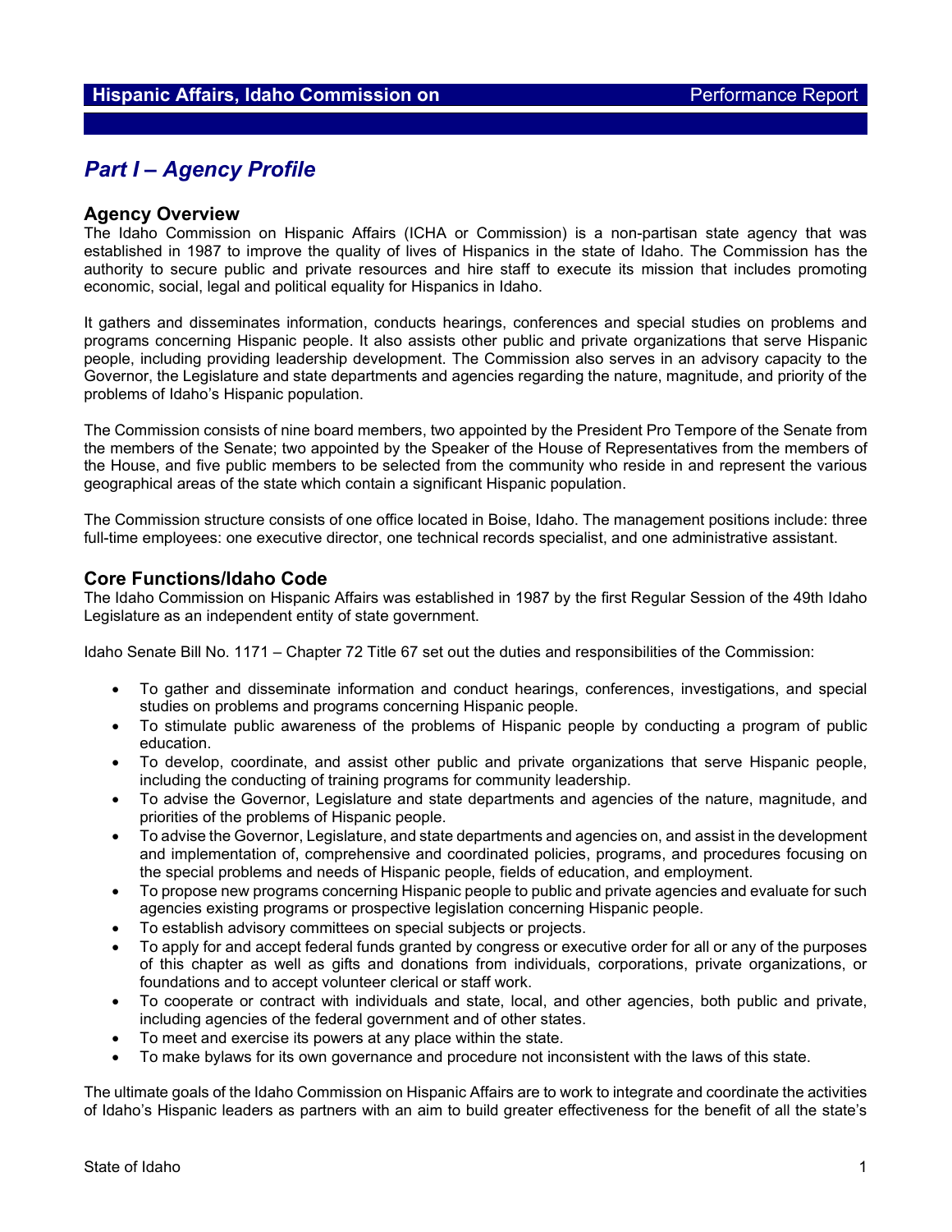# Part I – Agency Profile

## Agency Overview

The Idaho Commission on Hispanic Affairs (ICHA or Commission) is a non-partisan state agency that was established in 1987 to improve the quality of lives of Hispanics in the state of Idaho. The Commission has the authority to secure public and private resources and hire staff to execute its mission that includes promoting economic, social, legal and political equality for Hispanics in Idaho.

It gathers and disseminates information, conducts hearings, conferences and special studies on problems and programs concerning Hispanic people. It also assists other public and private organizations that serve Hispanic people, including providing leadership development. The Commission also serves in an advisory capacity to the Governor, the Legislature and state departments and agencies regarding the nature, magnitude, and priority of the problems of Idaho's Hispanic population.

The Commission consists of nine board members, two appointed by the President Pro Tempore of the Senate from the members of the Senate; two appointed by the Speaker of the House of Representatives from the members of the House, and five public members to be selected from the community who reside in and represent the various geographical areas of the state which contain a significant Hispanic population.

The Commission structure consists of one office located in Boise, Idaho. The management positions include: three full-time employees: one executive director, one technical records specialist, and one administrative assistant.

## Core Functions/Idaho Code

The Idaho Commission on Hispanic Affairs was established in 1987 by the first Regular Session of the 49th Idaho Legislature as an independent entity of state government.

Idaho Senate Bill No. 1171 – Chapter 72 Title 67 set out the duties and responsibilities of the Commission:

- To gather and disseminate information and conduct hearings, conferences, investigations, and special studies on problems and programs concerning Hispanic people.
- To stimulate public awareness of the problems of Hispanic people by conducting a program of public education.
- To develop, coordinate, and assist other public and private organizations that serve Hispanic people, including the conducting of training programs for community leadership.
- To advise the Governor, Legislature and state departments and agencies of the nature, magnitude, and priorities of the problems of Hispanic people.
- To advise the Governor, Legislature, and state departments and agencies on, and assist in the development and implementation of, comprehensive and coordinated policies, programs, and procedures focusing on the special problems and needs of Hispanic people, fields of education, and employment.
- To propose new programs concerning Hispanic people to public and private agencies and evaluate for such agencies existing programs or prospective legislation concerning Hispanic people.
- To establish advisory committees on special subjects or projects.
- To apply for and accept federal funds granted by congress or executive order for all or any of the purposes of this chapter as well as gifts and donations from individuals, corporations, private organizations, or foundations and to accept volunteer clerical or staff work.
- To cooperate or contract with individuals and state, local, and other agencies, both public and private, including agencies of the federal government and of other states.
- To meet and exercise its powers at any place within the state.
- To make bylaws for its own governance and procedure not inconsistent with the laws of this state.

The ultimate goals of the Idaho Commission on Hispanic Affairs are to work to integrate and coordinate the activities of Idaho's Hispanic leaders as partners with an aim to build greater effectiveness for the benefit of all the state's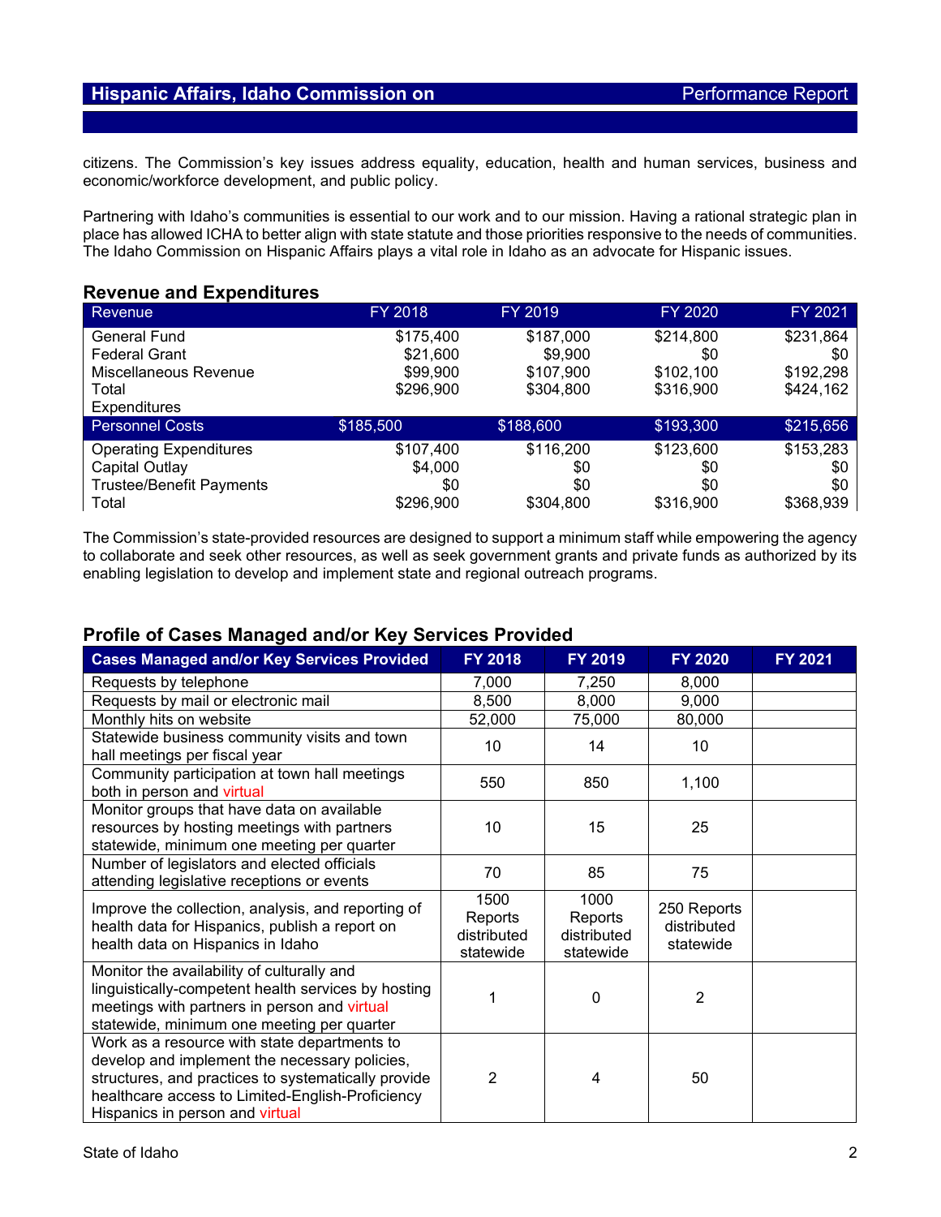citizens. The Commission's key issues address equality, education, health and human services, business and economic/workforce development, and public policy.

Partnering with Idaho's communities is essential to our work and to our mission. Having a rational strategic plan in place has allowed ICHA to better align with state statute and those priorities responsive to the needs of communities. The Idaho Commission on Hispanic Affairs plays a vital role in Idaho as an advocate for Hispanic issues.

## Revenue and Expenditures

| Revenue | FY 2018 | FY 2019 | FY 2020 | FY 2021 |
|---|---|---|---|---|
| General Fund | $175,400 | $187,000 | $214,800 | $231,864 |
| Federal Grant | $21,600 | $9,900 | $0 | $0 |
| Miscellaneous Revenue | $99,900 | $107,900 | $102,100 | $192,298 |
| Total | $296,900 | $304,800 | $316,900 | $424,162 |
| **Expenditures** | | | | |
| Personnel Costs | $185,500 | $188,600 | $193,300 | $215,656 |
| Operating Expenditures | $107,400 | $116,200 | $123,600 | $153,283 |
| Capital Outlay | $4,000 | $0 | $0 | $0 |
| Trustee/Benefit Payments | $0 | $0 | $0 | $0 |
| Total | $296,900 | $304,800 | $316,900 | $368,939 |

The Commission's state-provided resources are designed to support a minimum staff while empowering the agency to collaborate and seek other resources, as well as seek government grants and private funds as authorized by its enabling legislation to develop and implement state and regional outreach programs.

## Profile of Cases Managed and/or Key Services Provided

| Cases Managed and/or Key Services Provided | FY 2018 | FY 2019 | FY 2020 | FY 2021 |
|---|---|---|---|---|
| Requests by telephone | 7,000 | 7,250 | 8,000 | |
| Requests by mail or electronic mail | 8,500 | 8,000 | 9,000 | |
| Monthly hits on website | 52,000 | 75,000 | 80,000 | |
| Statewide business community visits and town hall meetings per fiscal year | 10 | 14 | 10 | |
| Community participation at town hall meetings both in person and virtual | 550 | 850 | 1,100 | |
| Monitor groups that have data on available resources by hosting meetings with partners statewide, minimum one meeting per quarter | 10 | 15 | 25 | |
| Number of legislators and elected officials attending legislative receptions or events | 70 | 85 | 75 | |
| Improve the collection, analysis, and reporting of health data for Hispanics, publish a report on health data on Hispanics in Idaho | 1500 Reports distributed statewide | 1000 Reports distributed statewide | 250 Reports distributed statewide | |
| Monitor the availability of culturally and linguistically-competent health services by hosting meetings with partners in person and virtual statewide, minimum one meeting per quarter | 1 | 0 | 2 | |
| Work as a resource with state departments to develop and implement the necessary policies, structures, and practices to systematically provide healthcare access to Limited-English-Proficiency Hispanics in person and virtual | 2 | 4 | 50 | |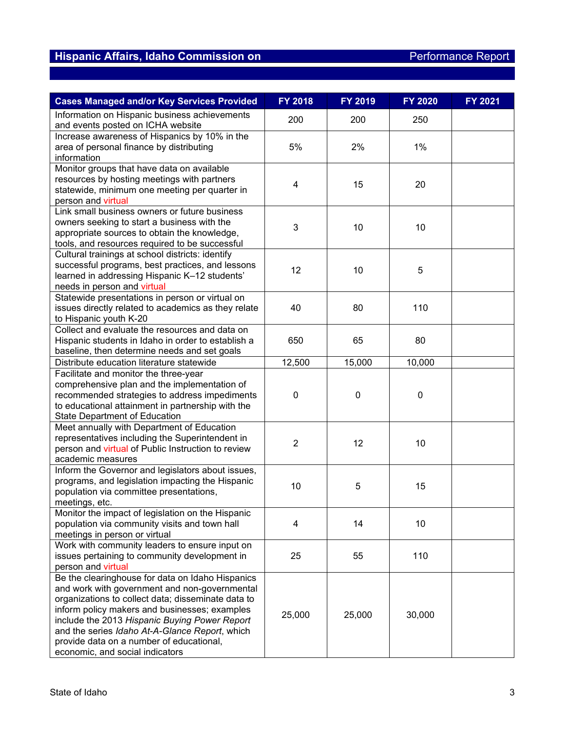## Hispanic Affairs, Idaho Commission on — Performance Report

| Cases Managed and/or Key Services Provided | FY 2018 | FY 2019 | FY 2020 | FY 2021 |
|---|---|---|---|---|
| Information on Hispanic business achievements and events posted on ICHA website | 200 | 200 | 250 | |
| Increase awareness of Hispanics by 10% in the area of personal finance by distributing information | 5% | 2% | 1% | |
| Monitor groups that have data on available resources by hosting meetings with partners statewide, minimum one meeting per quarter in person and virtual | 4 | 15 | 20 | |
| Link small business owners or future business owners seeking to start a business with the appropriate sources to obtain the knowledge, tools, and resources required to be successful | 3 | 10 | 10 | |
| Cultural trainings at school districts: identify successful programs, best practices, and lessons learned in addressing Hispanic K–12 students' needs in person and virtual | 12 | 10 | 5 | |
| Statewide presentations in person or virtual on issues directly related to academics as they relate to Hispanic youth K-20 | 40 | 80 | 110 | |
| Collect and evaluate the resources and data on Hispanic students in Idaho in order to establish a baseline, then determine needs and set goals | 650 | 65 | 80 | |
| Distribute education literature statewide | 12,500 | 15,000 | 10,000 | |
| Facilitate and monitor the three-year comprehensive plan and the implementation of recommended strategies to address impediments to educational attainment in partnership with the State Department of Education | 0 | 0 | 0 | |
| Meet annually with Department of Education representatives including the Superintendent in person and virtual of Public Instruction to review academic measures | 2 | 12 | 10 | |
| Inform the Governor and legislators about issues, programs, and legislation impacting the Hispanic population via committee presentations, meetings, etc. | 10 | 5 | 15 | |
| Monitor the impact of legislation on the Hispanic population via community visits and town hall meetings in person or virtual | 4 | 14 | 10 | |
| Work with community leaders to ensure input on issues pertaining to community development in person and virtual | 25 | 55 | 110 | |
| Be the clearinghouse for data on Idaho Hispanics and work with government and non-governmental organizations to collect data; disseminate data to inform policy makers and businesses; examples include the 2013 *Hispanic Buying Power Report* and the series *Idaho At-A-Glance Report*, which provide data on a number of educational, economic, and social indicators | 25,000 | 25,000 | 30,000 | |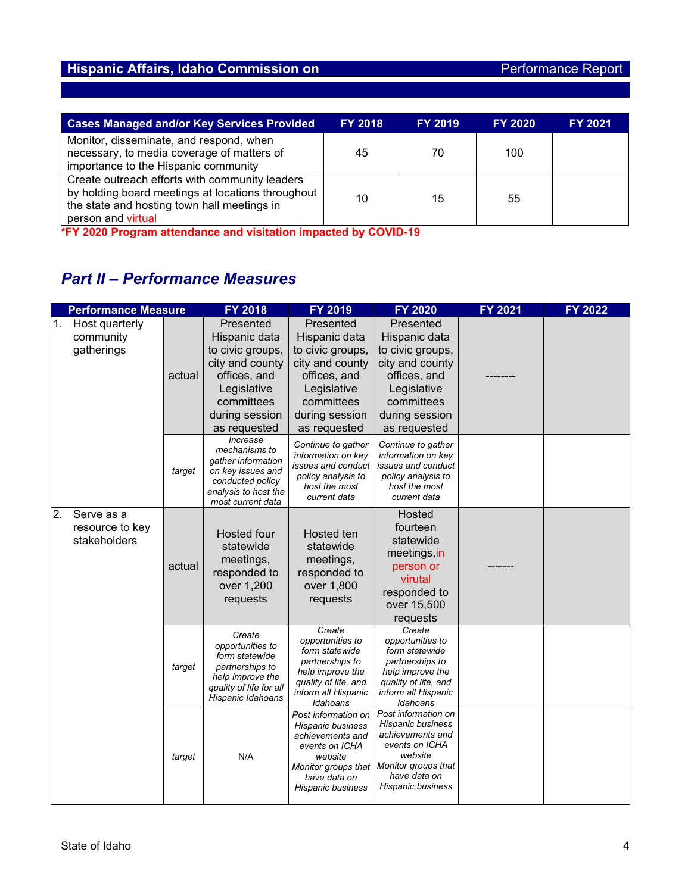## Hispanic Affairs, Idaho Commission on — Performance Report

| Cases Managed and/or Key Services Provided | FY 2018 | FY 2019 | FY 2020 | FY 2021 |
|---|---|---|---|---|
| Monitor, disseminate, and respond, when necessary, to media coverage of matters of importance to the Hispanic community | 45 | 70 | 100 | |
| Create outreach efforts with community leaders by holding board meetings at locations throughout the state and hosting town hall meetings in person and virtual | 10 | 15 | 55 | |

**\*FY 2020 Program attendance and visitation impacted by COVID-19**

## *Part II – Performance Measures*

| Performance Measure | | FY 2018 | FY 2019 | FY 2020 | FY 2021 | FY 2022 |
|---|---|---|---|---|---|---|
| 1. Host quarterly community gatherings | actual | Presented Hispanic data to civic groups, city and county offices, and Legislative committees during session as requested | Presented Hispanic data to civic groups, city and county offices, and Legislative committees during session as requested | Presented Hispanic data to civic groups, city and county offices, and Legislative committees during session as requested | -------- | |
| | *target* | *Increase mechanisms to gather information on key issues and conducted policy analysis to host the most current data* | *Continue to gather information on key issues and conduct policy analysis to host the most current data* | *Continue to gather information on key issues and conduct policy analysis to host the most current data* | | |
| 2. Serve as a resource to key stakeholders | actual | Hosted four statewide meetings, responded to over 1,200 requests | Hosted ten statewide meetings, responded to over 1,800 requests | Hosted fourteen statewide meetings,in person or virutal responded to over 15,500 requests | ------- | |
| | *target* | *Create opportunities to form statewide partnerships to help improve the quality of life for all Hispanic Idahoans* | *Create opportunities to form statewide partnerships to help improve the quality of life, and inform all Hispanic Idahoans* | *Create opportunities to form statewide partnerships to help improve the quality of life, and inform all Hispanic Idahoans* | | |
| | *target* | N/A | *Post information on Hispanic business achievements and events on ICHA website Monitor groups that have data on Hispanic business* | *Post information on Hispanic business achievements and events on ICHA website Monitor groups that have data on Hispanic business* | | |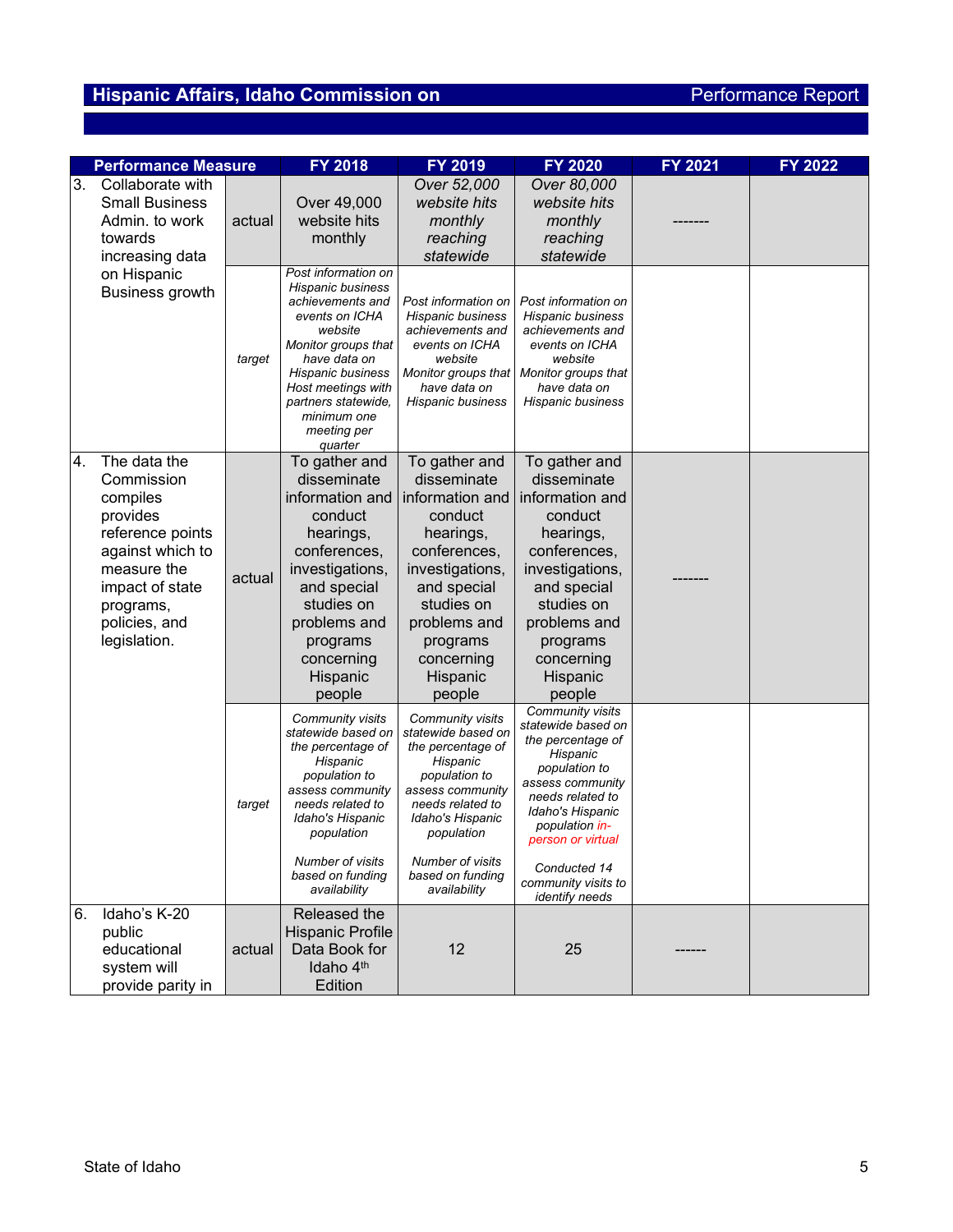## Hispanic Affairs, Idaho Commission on — Performance Report

| Performance Measure | | FY 2018 | FY 2019 | FY 2020 | FY 2021 | FY 2022 |
|---|---|---|---|---|---|---|
| 3. Collaborate with Small Business Admin. to work towards increasing data on Hispanic Business growth | actual | Over 49,000 website hits monthly | *Over 52,000 website hits monthly reaching statewide* | *Over 80,000 website hits monthly reaching statewide* | ------- | |
| | *target* | *Post information on Hispanic business achievements and events on ICHA website Monitor groups that have data on Hispanic business Host meetings with partners statewide, minimum one meeting per quarter* | *Post information on Hispanic business achievements and events on ICHA website Monitor groups that have data on Hispanic business* | *Post information on Hispanic business achievements and events on ICHA website Monitor groups that have data on Hispanic business* | | |
| 4. The data the Commission compiles provides reference points against which to measure the impact of state programs, policies, and legislation. | actual | To gather and disseminate information and conduct hearings, conferences, investigations, and special studies on problems and programs concerning Hispanic people | To gather and disseminate information and conduct hearings, conferences, investigations, and special studies on problems and programs concerning Hispanic people | To gather and disseminate information and conduct hearings, conferences, investigations, and special studies on problems and programs concerning Hispanic people | ------- | |
| | *target* | *Community visits statewide based on the percentage of Hispanic population to assess community needs related to Idaho's Hispanic population*<br><br>*Number of visits based on funding availability* | *Community visits statewide based on the percentage of Hispanic population to assess community needs related to Idaho's Hispanic population*<br><br>*Number of visits based on funding availability* | *Community visits statewide based on the percentage of Hispanic population to assess community needs related to Idaho's Hispanic population in-person or virtual*<br><br>*Conducted 14 community visits to identify needs* | | |
| 6. Idaho's K-20 public educational system will provide parity in | actual | Released the Hispanic Profile Data Book for Idaho 4th Edition | 12 | 25 | ------ | |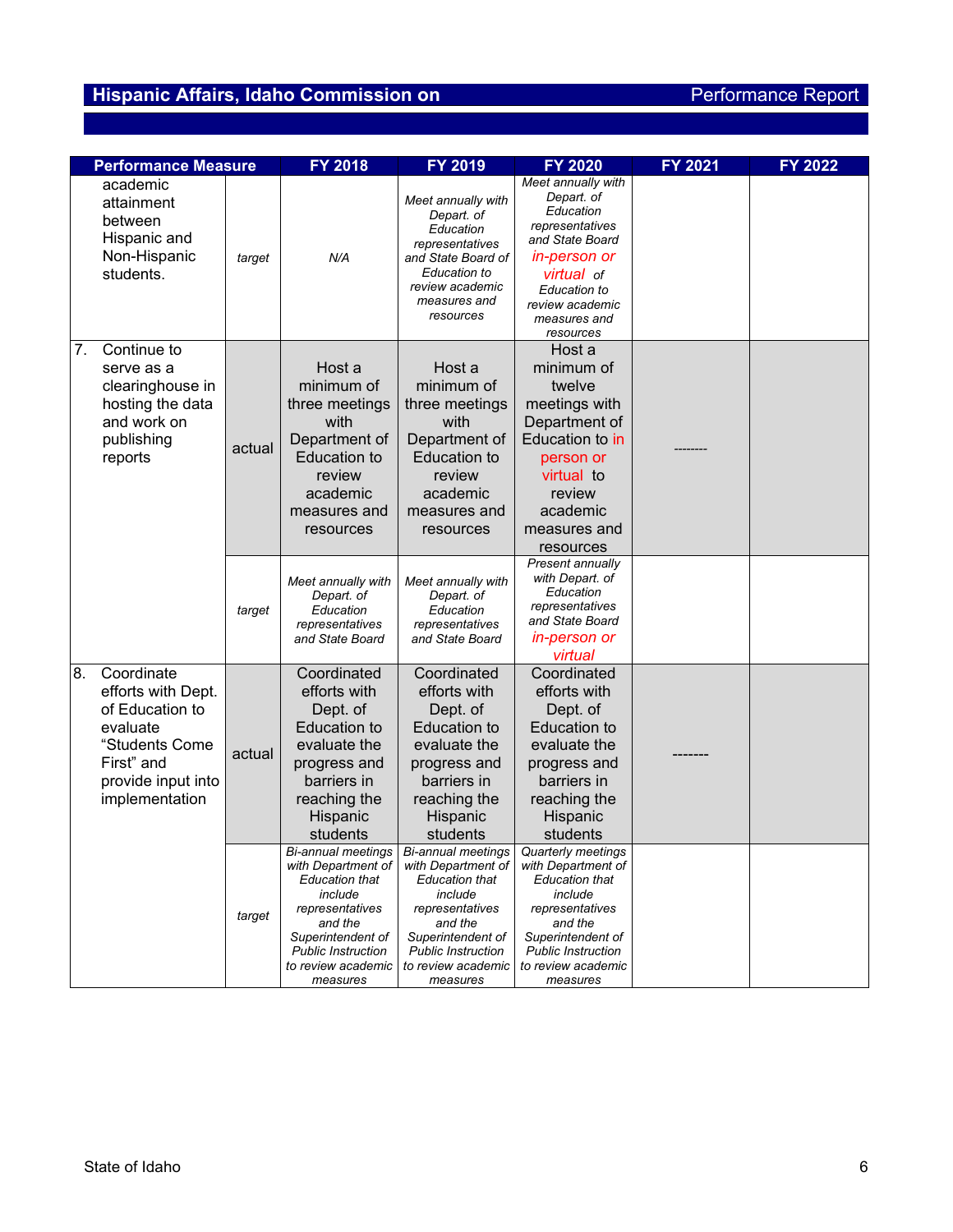## Hispanic Affairs, Idaho Commission on — Performance Report

| Performance Measure | | FY 2018 | FY 2019 | FY 2020 | FY 2021 | FY 2022 |
|---|---|---|---|---|---|---|
| academic attainment between Hispanic and Non-Hispanic students. | *target* | *N/A* | *Meet annually with Depart. of Education representatives and State Board of Education to review academic measures and resources* | *Meet annually with Depart. of Education representatives and State Board in-person or virtual of Education to review academic measures and resources* | | |
| 7. Continue to serve as a clearinghouse in hosting the data and work on publishing reports | actual | Host a minimum of three meetings with Department of Education to review academic measures and resources | Host a minimum of three meetings with Department of Education to review academic measures and resources | Host a minimum of twelve meetings with Department of Education to in person or virtual to review academic measures and resources | -------- | |
| | *target* | *Meet annually with Depart. of Education representatives and State Board* | *Meet annually with Depart. of Education representatives and State Board* | *Present annually with Depart. of Education representatives and State Board in-person or virtual* | | |
| 8. Coordinate efforts with Dept. of Education to evaluate "Students Come First" and provide input into implementation | actual | Coordinated efforts with Dept. of Education to evaluate the progress and barriers in reaching the Hispanic students | Coordinated efforts with Dept. of Education to evaluate the progress and barriers in reaching the Hispanic students | Coordinated efforts with Dept. of Education to evaluate the progress and barriers in reaching the Hispanic students | ------- | |
| | *target* | *Bi-annual meetings with Department of Education that include representatives and the Superintendent of Public Instruction to review academic measures* | *Bi-annual meetings with Department of Education that include representatives and the Superintendent of Public Instruction to review academic measures* | *Quarterly meetings with Department of Education that include representatives and the Superintendent of Public Instruction to review academic measures* | | |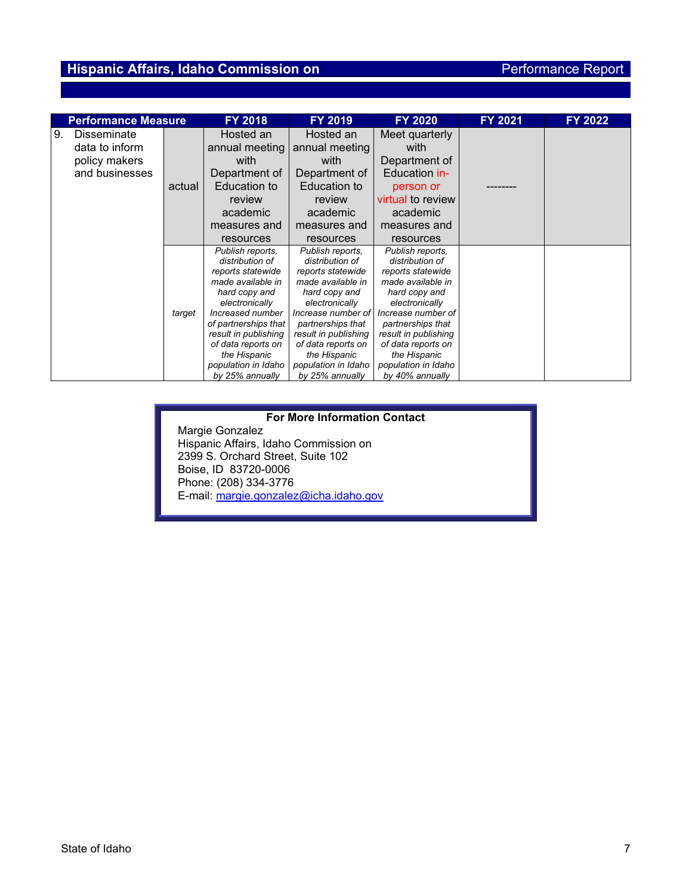## Hispanic Affairs, Idaho Commission on — Performance Report

| Performance Measure | | FY 2018 | FY 2019 | FY 2020 | FY 2021 | FY 2022 |
|---|---|---|---|---|---|---|
| 9. Disseminate data to inform policy makers and businesses | actual | Hosted an annual meeting with Department of Education to review academic measures and resources | Hosted an annual meeting with Department of Education to review academic measures and resources | Meet quarterly with Department of Education in-person or virtual to review academic measures and resources | -------- | |
| | *target* | *Publish reports, distribution of reports statewide made available in hard copy and electronically Increased number of partnerships that result in publishing of data reports on the Hispanic population in Idaho by 25% annually* | *Publish reports, distribution of reports statewide made available in hard copy and electronically Increase number of partnerships that result in publishing of data reports on the Hispanic population in Idaho by 25% annually* | *Publish reports, distribution of reports statewide made available in hard copy and electronically Increase number of partnerships that result in publishing of data reports on the Hispanic population in Idaho by 40% annually* | | |

**For More Information Contact**

Margie Gonzalez
Hispanic Affairs, Idaho Commission on
2399 S. Orchard Street, Suite 102
Boise, ID 83720-0006
Phone: (208) 334-3776
E-mail: margie.gonzalez@icha.idaho.gov